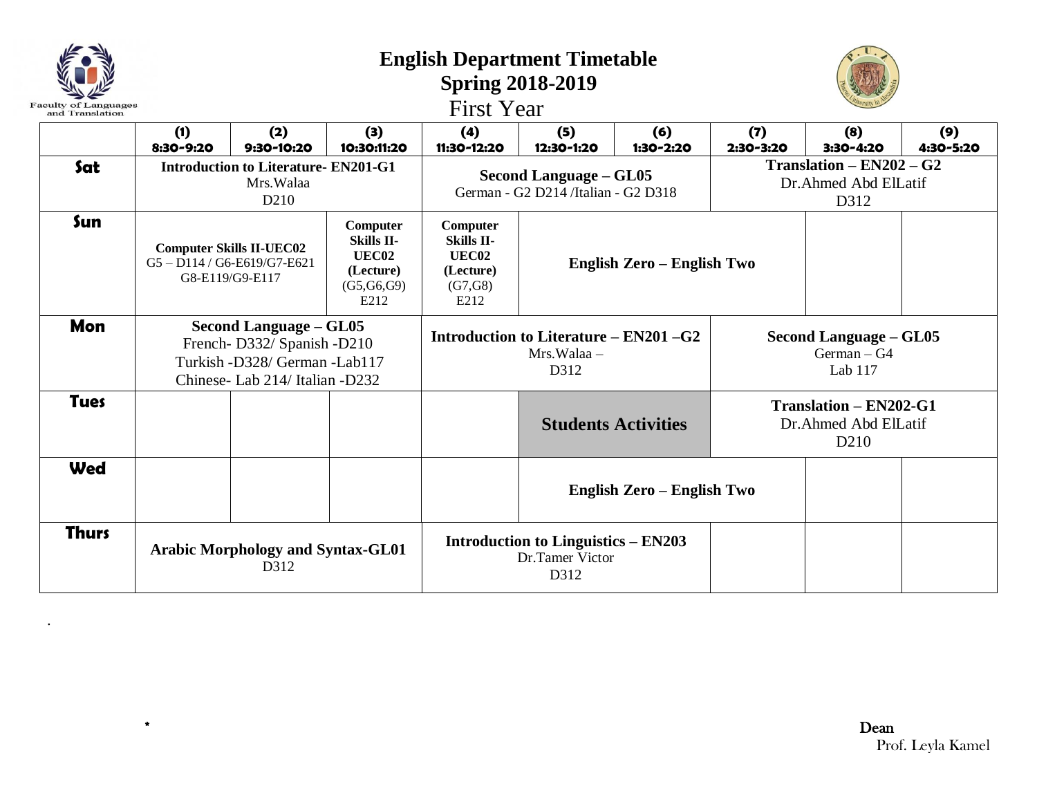# English Department Timetable

## Spring 2018-2019

### First Year

| | (1) 8:30-9:20 | (2) 9:30-10:20 | (3) 10:30:11:20 | (4) 11:30-12:20 | (5) 12:30-1:20 | (6) 1:30-2:20 | (7) 2:30-3:20 | (8) 3:30-4:20 | (9) 4:30-5:20 |
|---|---|---|---|---|---|---|---|---|---|
| **Sat** | **Introduction to Literature- EN201-G1** Mrs.Walaa D210 | | | **Second Language – GL05** German - G2 D214 /Italian - G2 D318 | | | **Translation – EN202 – G2** Dr.Ahmed Abd ElLatif D312 | | |
| **Sun** | **Computer Skills II-UEC02** G5 – D114 / G6-E619/G7-E621 G8-E119/G9-E117 | | **Computer Skills II-UEC02 (Lecture)** (G5,G6,G9) E212 | **Computer Skills II-UEC02 (Lecture)** (G7,G8) E212 | **English Zero – English Two** | | | | |
| **Mon** | **Second Language – GL05** French- D332/ Spanish -D210 Turkish -D328/ German -Lab117 Chinese- Lab 214/ Italian -D232 | | | **Introduction to Literature – EN201 –G2** Mrs.Walaa – D312 | | | **Second Language – GL05** German – G4 Lab 117 | | |
| **Tues** | | | | | **Students Activities** | | **Translation – EN202-G1** Dr.Ahmed Abd ElLatif D210 | | |
| **Wed** | | | | | **English Zero – English Two** | | | | |
| **Thurs** | **Arabic Morphology and Syntax-GL01** D312 | | | **Introduction to Linguistics – EN203** Dr.Tamer Victor D312 | | | | | |

.

*

**Dean**
Prof. Leyla Kamel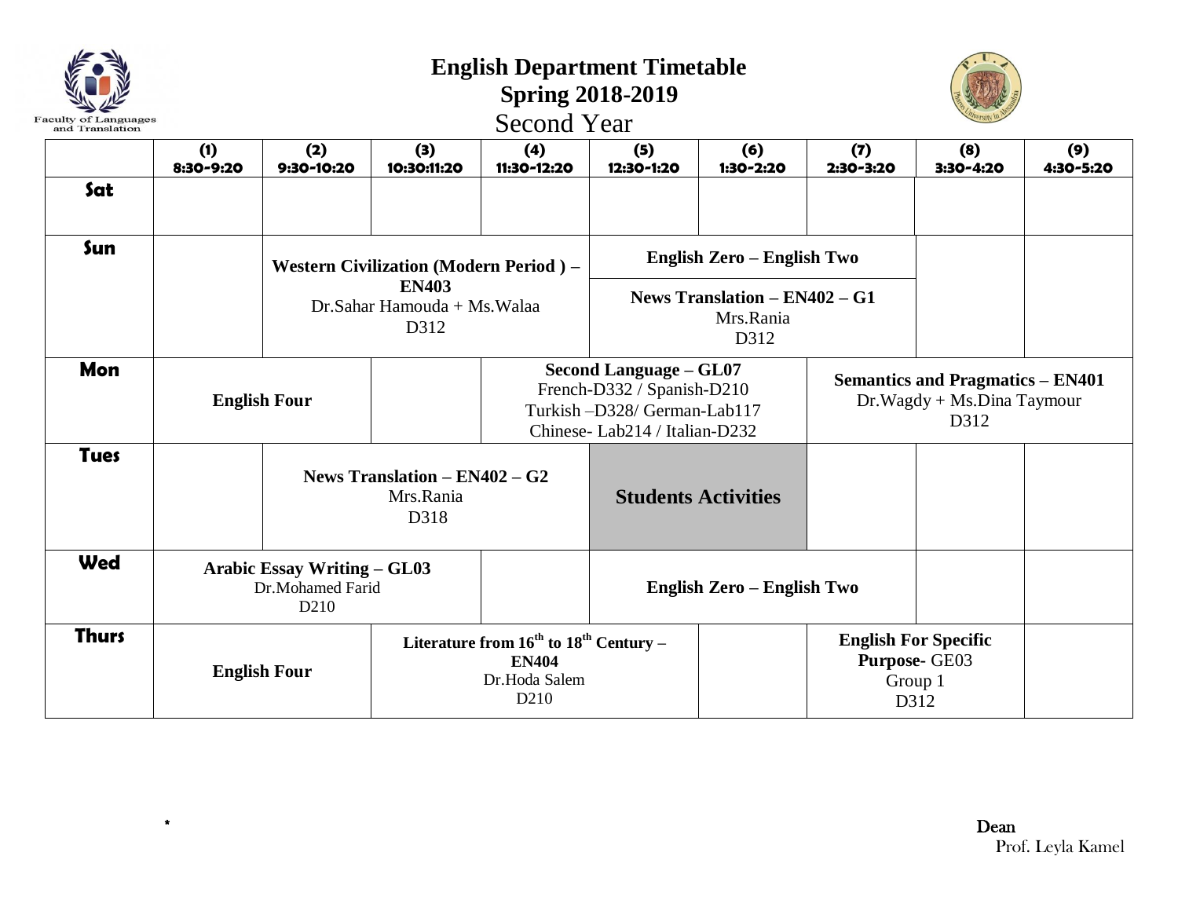# English Department Timetable
## Spring 2018-2019
### Second Year

| | (1) 8:30-9:20 | (2) 9:30-10:20 | (3) 10:30:11:20 | (4) 11:30-12:20 | (5) 12:30-1:20 | (6) 1:30-2:20 | (7) 2:30-3:20 | (8) 3:30-4:20 | (9) 4:30-5:20 |
|---|---|---|---|---|---|---|---|---|---|
| **Sat** | | | | | | | | | |
| **Sun** | | **Western Civilization (Modern Period ) – EN403** Dr.Sahar Hamouda + Ms.Walaa D312 | | | **English Zero – English Two** / **News Translation – EN402 – G1** Mrs.Rania D312 | | | | |
| **Mon** | **English Four** | | | **Second Language – GL07** French-D332 / Spanish-D210 Turkish –D328/ German-Lab117 Chinese- Lab214 / Italian-D232 | | | **Semantics and Pragmatics – EN401** Dr.Wagdy + Ms.Dina Taymour D312 | | |
| **Tues** | | **News Translation – EN402 – G2** Mrs.Rania D318 | | | **Students Activities** | | | | |
| **Wed** | **Arabic Essay Writing – GL03** Dr.Mohamed Farid D210 | | | | **English Zero – English Two** | | | | |
| **Thurs** | **English Four** | | **Literature from 16th to 18th Century – EN404** Dr.Hoda Salem D210 | | | | **English For Specific Purpose**- GE03 Group 1 D312 | | |

*

Dean
Prof. Leyla Kamel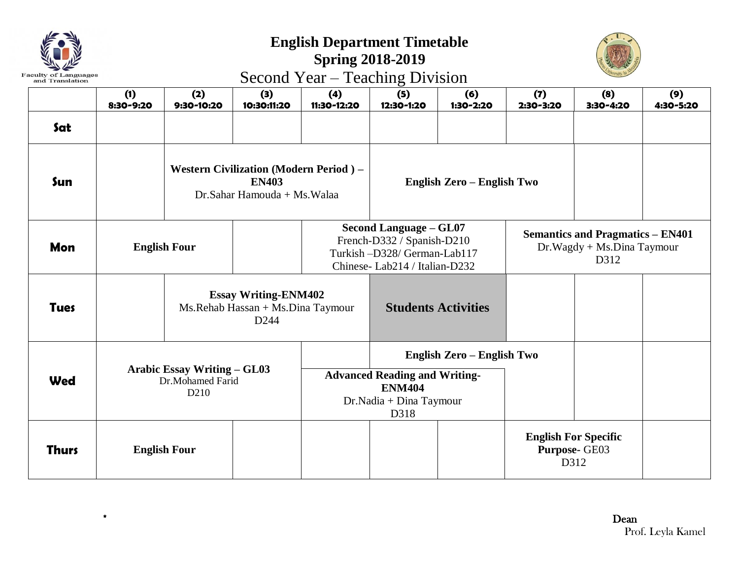# English Department Timetable

## Spring 2018-2019

### Second Year – Teaching Division

| | (1) 8:30-9:20 | (2) 9:30-10:20 | (3) 10:30:11:20 | (4) 11:30-12:20 | (5) 12:30-1:20 | (6) 1:30-2:20 | (7) 2:30-3:20 | (8) 3:30-4:20 | (9) 4:30-5:20 |
|---|---|---|---|---|---|---|---|---|---|
| **Sat** | | | | | | | | | |
| **Sun** | | **Western Civilization (Modern Period ) – EN403** Dr.Sahar Hamouda + Ms.Walaa | | | **English Zero – English Two** | | | | |
| **Mon** | **English Four** | | | **Second Language – GL07** French-D332 / Spanish-D210 Turkish –D328/ German-Lab117 Chinese- Lab214 / Italian-D232 | | | **Semantics and Pragmatics – EN401** Dr.Wagdy + Ms.Dina Taymour D312 | | |
| **Tues** | | **Essay Writing-ENM402** Ms.Rehab Hassan + Ms.Dina Taymour D244 | | | **Students Activities** | | | | |
| **Wed** | **Arabic Essay Writing – GL03** Dr.Mohamed Farid D210 | | | | **English Zero – English Two** | | | | |
| | | | | **Advanced Reading and Writing-ENM404** Dr.Nadia + Dina Taymour D318 | | | | | |
| **Thurs** | **English Four** | | | | | | **English For Specific Purpose**- GE03 D312 | | |

*

Dean
Prof. Leyla Kamel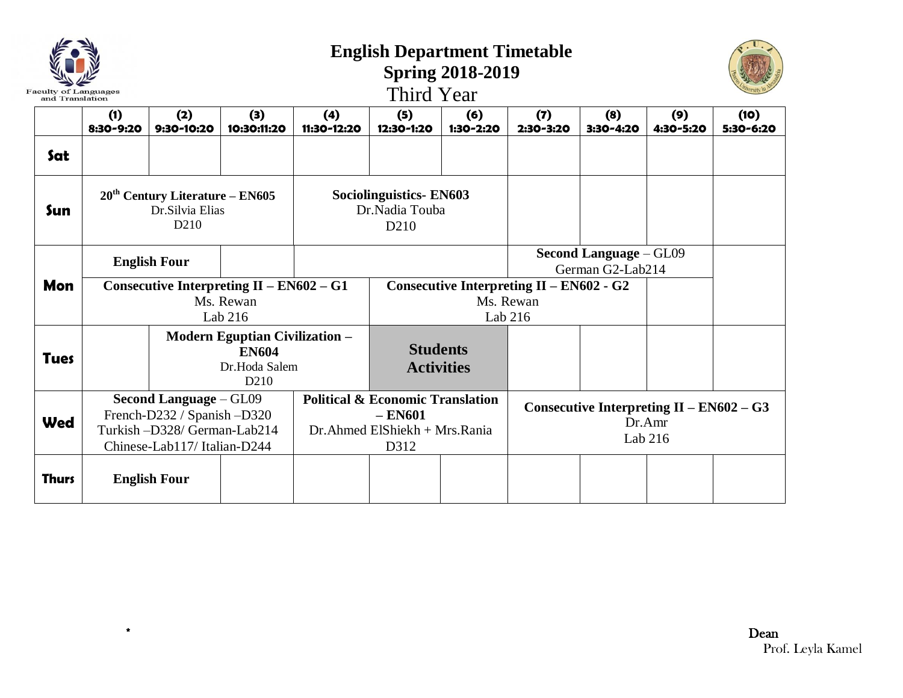# English Department Timetable
## Spring 2018-2019
### Third Year

| | (1) 8:30-9:20 | (2) 9:30-10:20 | (3) 10:30:11:20 | (4) 11:30-12:20 | (5) 12:30-1:20 | (6) 1:30-2:20 | (7) 2:30-3:20 | (8) 3:30-4:20 | (9) 4:30-5:20 | (10) 5:30-6:20 |
|---|---|---|---|---|---|---|---|---|---|---|
| **Sat** | | | | | | | | | | |
| **Sun** | **20th Century Literature – EN605** Dr.Silvia Elias D210 | | | **Sociolinguistics- EN603** Dr.Nadia Touba D210 | | | | | | |
| **Mon** | **English Four** | | | | | | **Second Language** – GL09 German G2-Lab214 | | | |
| | **Consecutive Interpreting II – EN602 – G1** Ms. Rewan Lab 216 | | | | **Consecutive Interpreting II – EN602 - G2** Ms. Rewan Lab 216 | | | | | |
| **Tues** | | **Modern Eguptian Civilization – EN604** Dr.Hoda Salem D210 | | | **Students Activities** | | | | | |
| **Wed** | **Second Language** – GL09 French-D232 / Spanish –D320 Turkish –D328/ German-Lab214 Chinese-Lab117/ Italian-D244 | | | **Political & Economic Translation – EN601** Dr.Ahmed ElShiekh + Mrs.Rania D312 | | | **Consecutive Interpreting II – EN602 – G3** Dr.Amr Lab 216 | | | |
| **Thurs** | **English Four** | | | | | | | | | |

*

**Dean**
Prof. Leyla Kamel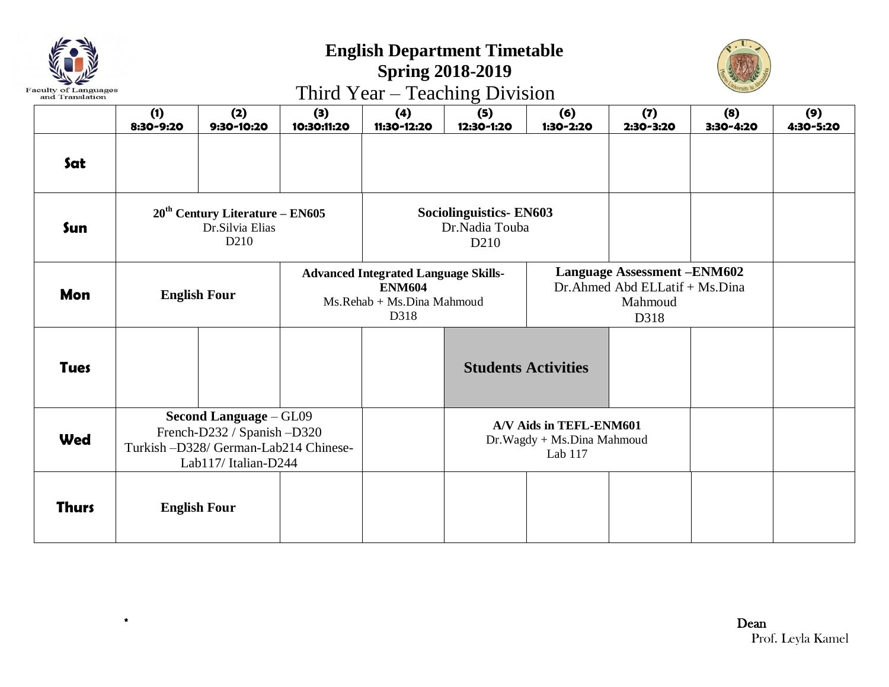# English Department Timetable

## Spring 2018-2019

### Third Year – Teaching Division

| | (1) 8:30-9:20 | (2) 9:30-10:20 | (3) 10:30:11:20 | (4) 11:30-12:20 | (5) 12:30-1:20 | (6) 1:30-2:20 | (7) 2:30-3:20 | (8) 3:30-4:20 | (9) 4:30-5:20 |
|---|---|---|---|---|---|---|---|---|---|
| **Sat** | | | | | | | | | |
| **Sun** | **20th Century Literature – EN605** Dr.Silvia Elias D210 | | | **Sociolinguistics- EN603** Dr.Nadia Touba D210 | | | | | |
| **Mon** | **English Four** | | **Advanced Integrated Language Skills-ENM604** Ms.Rehab + Ms.Dina Mahmoud D318 | | | **Language Assessment –ENM602** Dr.Ahmed Abd ELLatif + Ms.Dina Mahmoud D318 | | | |
| **Tues** | | | | | **Students Activities** | | | | |
| **Wed** | **Second Language** – GL09 French-D232 / Spanish –D320 Turkish –D328/ German-Lab214 Chinese-Lab117/ Italian-D244 | | | | **A/V Aids in TEFL-ENM601** Dr.Wagdy + Ms.Dina Mahmoud Lab 117 | | | | |
| **Thurs** | **English Four** | | | | | | | | |

*

Dean
Prof. Leyla Kamel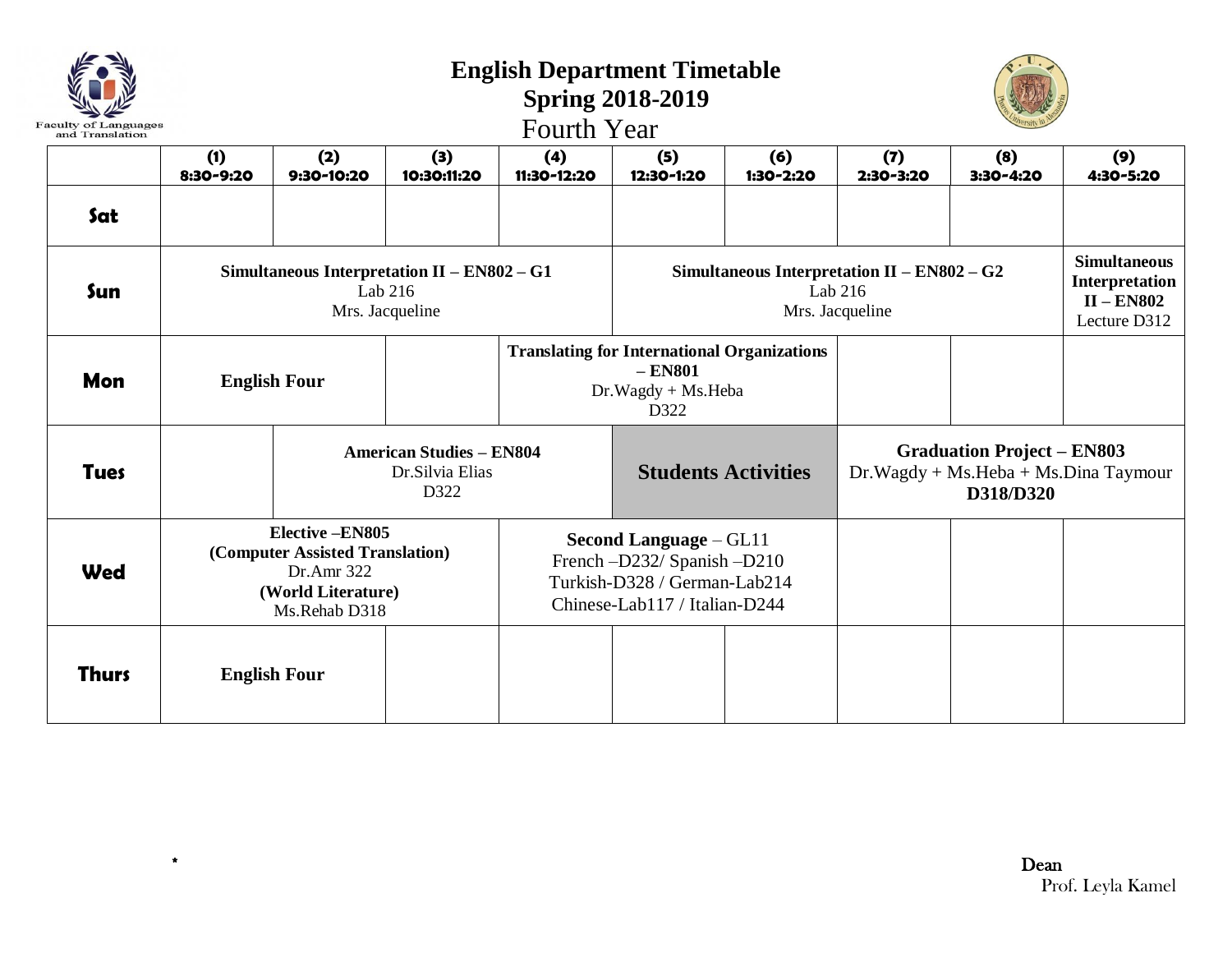# English Department Timetable
## Spring 2018-2019
### Fourth Year

| | (1) 8:30-9:20 | (2) 9:30-10:20 | (3) 10:30:11:20 | (4) 11:30-12:20 | (5) 12:30-1:20 | (6) 1:30-2:20 | (7) 2:30-3:20 | (8) 3:30-4:20 | (9) 4:30-5:20 |
|---|---|---|---|---|---|---|---|---|---|
| **Sat** | | | | | | | | | |
| **Sun** | **Simultaneous Interpretation II – EN802 – G1** Lab 216 Mrs. Jacqueline | | | | **Simultaneous Interpretation II – EN802 – G2** Lab 216 Mrs. Jacqueline | | | | **Simultaneous Interpretation II – EN802** Lecture D312 |
| **Mon** | **English Four** | | | **Translating for International Organizations – EN801** Dr.Wagdy + Ms.Heba D322 | | | | | |
| **Tues** | | **American Studies – EN804** Dr.Silvia Elias D322 | | | **Students Activities** | | **Graduation Project – EN803** Dr.Wagdy + Ms.Heba + Ms.Dina Taymour **D318/D320** | | |
| **Wed** | **Elective –EN805** **(Computer Assisted Translation)** Dr.Amr 322 **(World Literature)** Ms.Rehab D318 | | | **Second Language** – GL11 French –D232/ Spanish –D210 Turkish-D328 / German-Lab214 Chinese-Lab117 / Italian-D244 | | | | | |
| **Thurs** | **English Four** | | | | | | | | |

*

Dean
Prof. Leyla Kamel